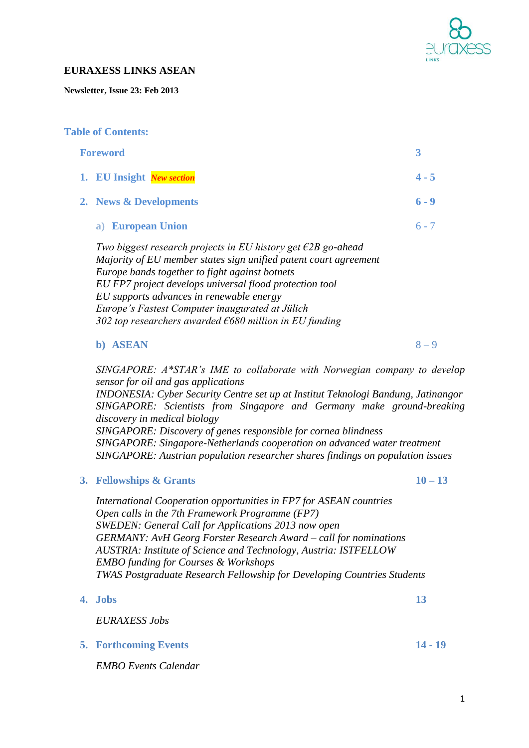# EURAXESS LINKS ASEAN

**Newsletter, Issue 23: Feb 2013**

## Table of Contents:

| | |
|---|---|
| **Foreword** | **3** |
| **1. EU Insight** ***New section*** | **4 - 5** |
| **2. News & Developments** | **6 - 9** |
| **a) European Union** | 6 - 7 |

*Two biggest research projects in EU history get €2B go-ahead*
*Majority of EU member states sign unified patent court agreement*
*Europe bands together to fight against botnets*
*EU FP7 project develops universal flood protection tool*
*EU supports advances in renewable energy*
*Europe's Fastest Computer inaugurated at Jülich*
*302 top researchers awarded €680 million in EU funding*

| | |
|---|---|
| **b) ASEAN** | 8 – 9 |

*SINGAPORE: A*STAR's IME to collaborate with Norwegian company to develop sensor for oil and gas applications*
*INDONESIA: Cyber Security Centre set up at Institut Teknologi Bandung, Jatinangor*
*SINGAPORE: Scientists from Singapore and Germany make ground-breaking discovery in medical biology*
*SINGAPORE: Discovery of genes responsible for cornea blindness*
*SINGAPORE: Singapore-Netherlands cooperation on advanced water treatment*
*SINGAPORE: Austrian population researcher shares findings on population issues*

| | |
|---|---|
| **3. Fellowships & Grants** | **10 – 13** |

*International Cooperation opportunities in FP7 for ASEAN countries*
*Open calls in the 7th Framework Programme (FP7)*
*SWEDEN: General Call for Applications 2013 now open*
*GERMANY: AvH Georg Forster Research Award – call for nominations*
*AUSTRIA: Institute of Science and Technology, Austria: ISTFELLOW*
*EMBO funding for Courses & Workshops*
*TWAS Postgraduate Research Fellowship for Developing Countries Students*

| | |
|---|---|
| **4. Jobs** | **13** |

*EURAXESS Jobs*

| | |
|---|---|
| **5. Forthcoming Events** | **14 - 19** |

*EMBO Events Calendar*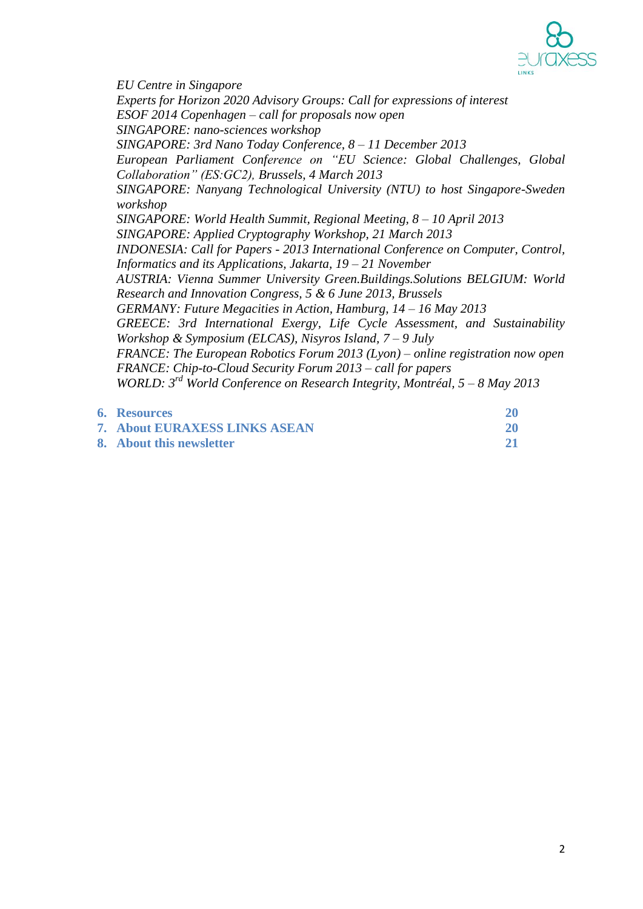*EU Centre in Singapore*
*Experts for Horizon 2020 Advisory Groups: Call for expressions of interest*
*ESOF 2014 Copenhagen – call for proposals now open*
*SINGAPORE: nano-sciences workshop*
*SINGAPORE: 3rd Nano Today Conference, 8 – 11 December 2013*
*European Parliament Conference on "EU Science: Global Challenges, Global Collaboration" (ES:GC2), Brussels, 4 March 2013*
*SINGAPORE: Nanyang Technological University (NTU) to host Singapore-Sweden workshop*
*SINGAPORE: World Health Summit, Regional Meeting, 8 – 10 April 2013*
*SINGAPORE: Applied Cryptography Workshop, 21 March 2013*
*INDONESIA: Call for Papers - 2013 International Conference on Computer, Control, Informatics and its Applications, Jakarta, 19 – 21 November*
*AUSTRIA: Vienna Summer University Green.Buildings.Solutions BELGIUM: World Research and Innovation Congress, 5 & 6 June 2013, Brussels*
*GERMANY: Future Megacities in Action, Hamburg, 14 – 16 May 2013*
*GREECE: 3rd International Exergy, Life Cycle Assessment, and Sustainability Workshop & Symposium (ELCAS), Nisyros Island, 7 – 9 July*
*FRANCE: The European Robotics Forum 2013 (Lyon) – online registration now open*
*FRANCE: Chip-to-Cloud Security Forum 2013 – call for papers*
*WORLD: 3rd World Conference on Research Integrity, Montréal, 5 – 8 May 2013*

**6. Resources** **20**
**7. About EURAXESS LINKS ASEAN** **20**
**8. About this newsletter** **21**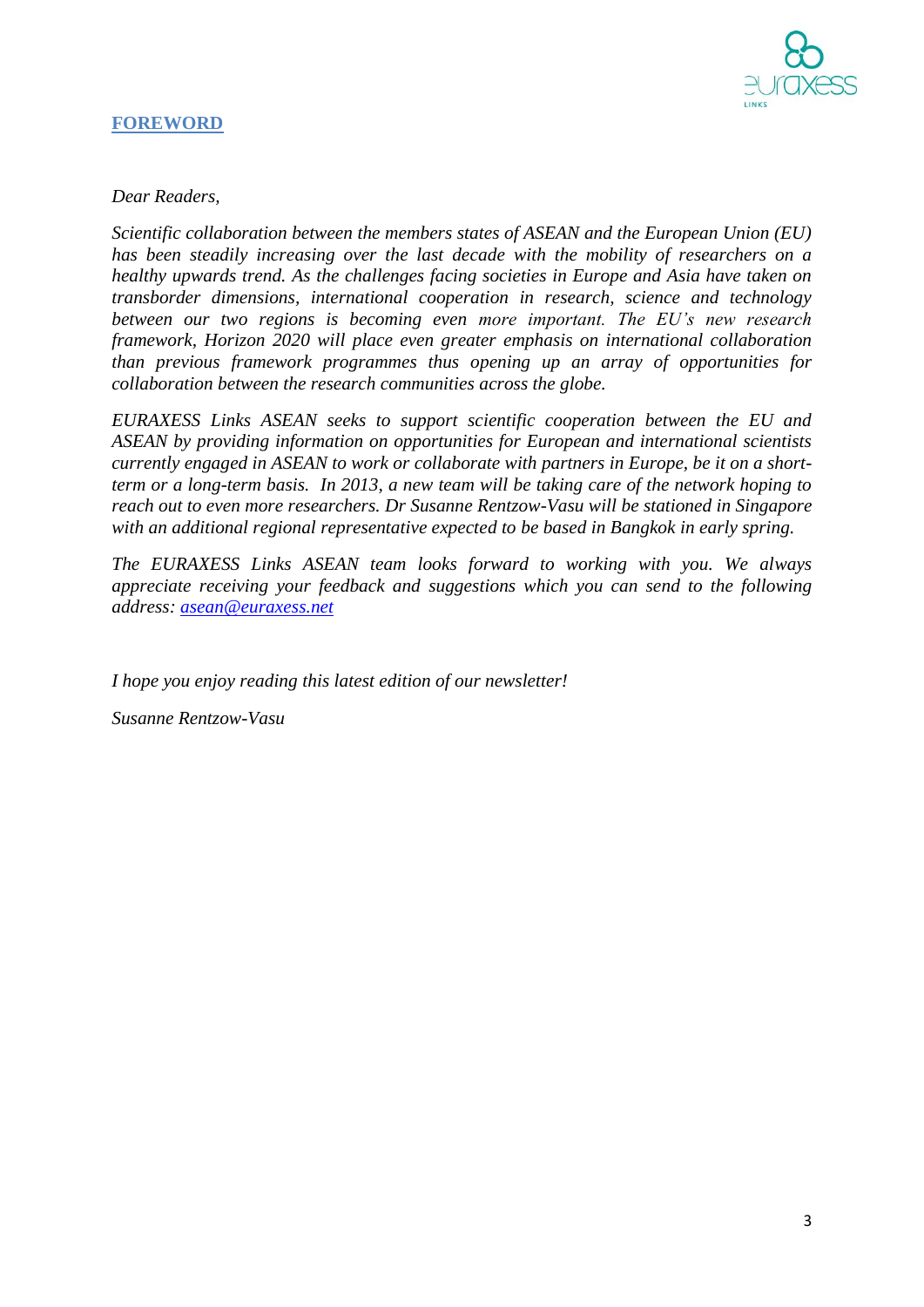## FOREWORD

*Dear Readers,*

*Scientific collaboration between the members states of ASEAN and the European Union (EU) has been steadily increasing over the last decade with the mobility of researchers on a healthy upwards trend. As the challenges facing societies in Europe and Asia have taken on transborder dimensions, international cooperation in research, science and technology between our two regions is becoming even more important. The EU's new research framework, Horizon 2020 will place even greater emphasis on international collaboration than previous framework programmes thus opening up an array of opportunities for collaboration between the research communities across the globe.*

*EURAXESS Links ASEAN seeks to support scientific cooperation between the EU and ASEAN by providing information on opportunities for European and international scientists currently engaged in ASEAN to work or collaborate with partners in Europe, be it on a short-term or a long-term basis. In 2013, a new team will be taking care of the network hoping to reach out to even more researchers. Dr Susanne Rentzow-Vasu will be stationed in Singapore with an additional regional representative expected to be based in Bangkok in early spring.*

*The EURAXESS Links ASEAN team looks forward to working with you. We always appreciate receiving your feedback and suggestions which you can send to the following address: asean@euraxess.net*

*I hope you enjoy reading this latest edition of our newsletter!*

*Susanne Rentzow-Vasu*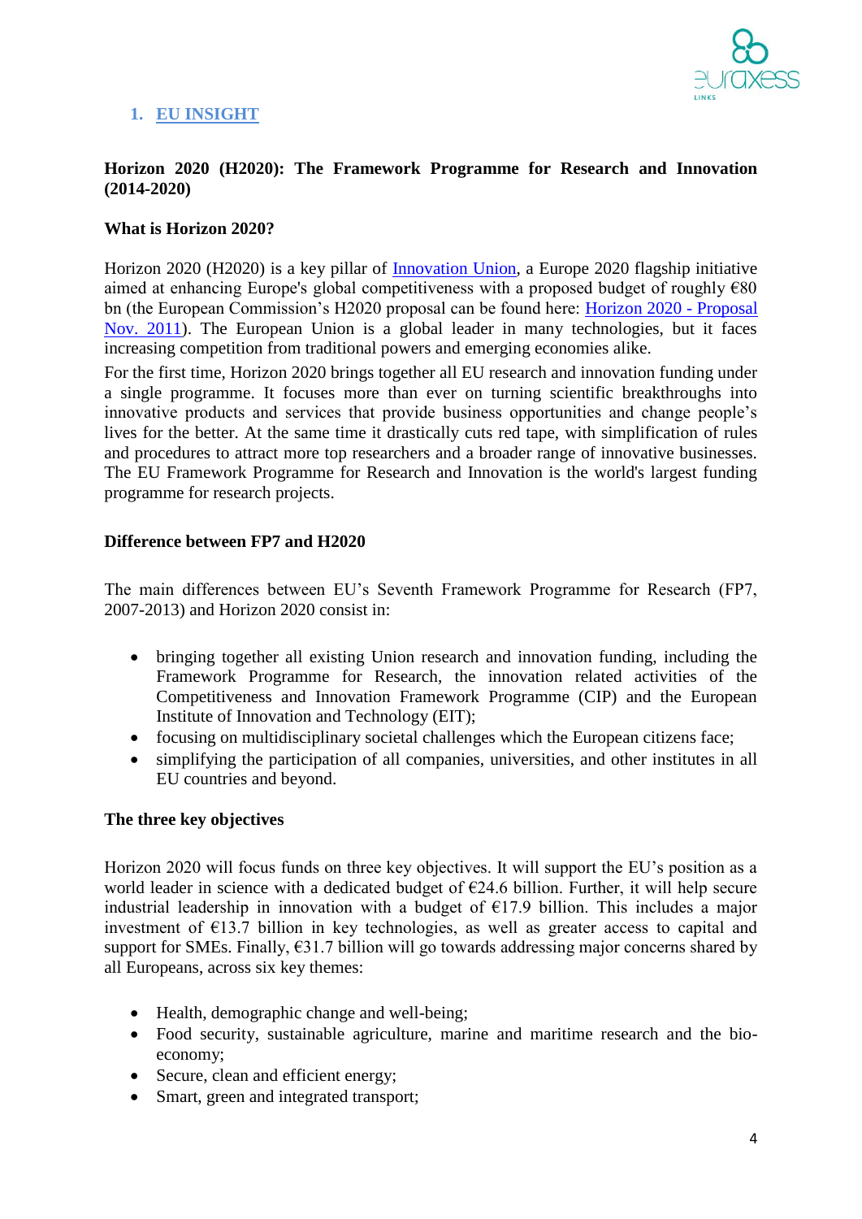## 1. EU INSIGHT

### Horizon 2020 (H2020): The Framework Programme for Research and Innovation (2014-2020)

**What is Horizon 2020?**

Horizon 2020 (H2020) is a key pillar of Innovation Union, a Europe 2020 flagship initiative aimed at enhancing Europe's global competitiveness with a proposed budget of roughly €80 bn (the European Commission's H2020 proposal can be found here: Horizon 2020 - Proposal Nov. 2011). The European Union is a global leader in many technologies, but it faces increasing competition from traditional powers and emerging economies alike.

For the first time, Horizon 2020 brings together all EU research and innovation funding under a single programme. It focuses more than ever on turning scientific breakthroughs into innovative products and services that provide business opportunities and change people's lives for the better. At the same time it drastically cuts red tape, with simplification of rules and procedures to attract more top researchers and a broader range of innovative businesses. The EU Framework Programme for Research and Innovation is the world's largest funding programme for research projects.

**Difference between FP7 and H2020**

The main differences between EU's Seventh Framework Programme for Research (FP7, 2007-2013) and Horizon 2020 consist in:

- bringing together all existing Union research and innovation funding, including the Framework Programme for Research, the innovation related activities of the Competitiveness and Innovation Framework Programme (CIP) and the European Institute of Innovation and Technology (EIT);
- focusing on multidisciplinary societal challenges which the European citizens face;
- simplifying the participation of all companies, universities, and other institutes in all EU countries and beyond.

**The three key objectives**

Horizon 2020 will focus funds on three key objectives. It will support the EU's position as a world leader in science with a dedicated budget of €24.6 billion. Further, it will help secure industrial leadership in innovation with a budget of €17.9 billion. This includes a major investment of €13.7 billion in key technologies, as well as greater access to capital and support for SMEs. Finally, €31.7 billion will go towards addressing major concerns shared by all Europeans, across six key themes:

- Health, demographic change and well-being;
- Food security, sustainable agriculture, marine and maritime research and the bio-economy;
- Secure, clean and efficient energy;
- Smart, green and integrated transport;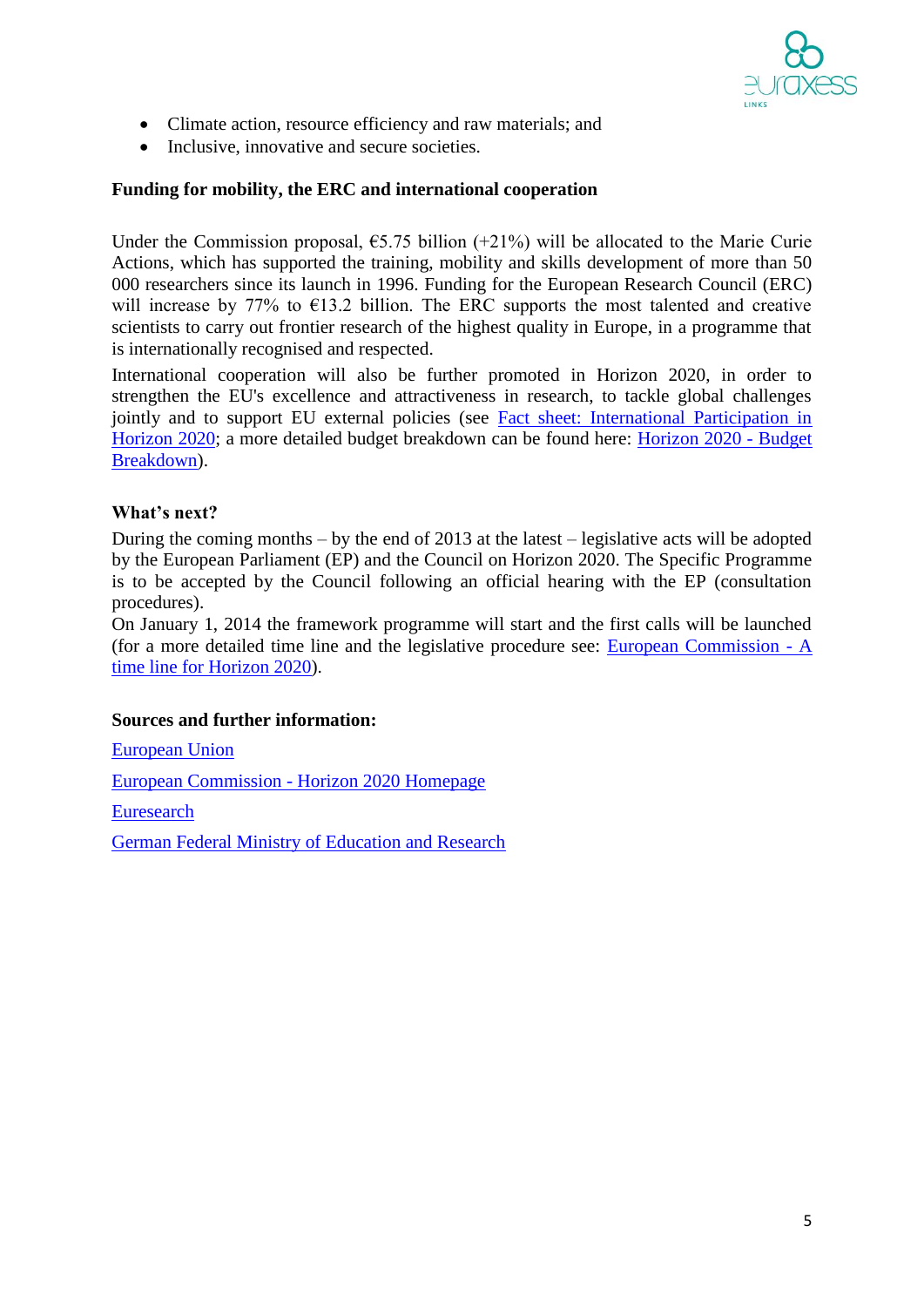- Climate action, resource efficiency and raw materials; and
- Inclusive, innovative and secure societies.

**Funding for mobility, the ERC and international cooperation**

Under the Commission proposal, €5.75 billion (+21%) will be allocated to the Marie Curie Actions, which has supported the training, mobility and skills development of more than 50 000 researchers since its launch in 1996. Funding for the European Research Council (ERC) will increase by 77% to €13.2 billion. The ERC supports the most talented and creative scientists to carry out frontier research of the highest quality in Europe, in a programme that is internationally recognised and respected.

International cooperation will also be further promoted in Horizon 2020, in order to strengthen the EU's excellence and attractiveness in research, to tackle global challenges jointly and to support EU external policies (see Fact sheet: International Participation in Horizon 2020; a more detailed budget breakdown can be found here: Horizon 2020 - Budget Breakdown).

**What's next?**

During the coming months – by the end of 2013 at the latest – legislative acts will be adopted by the European Parliament (EP) and the Council on Horizon 2020. The Specific Programme is to be accepted by the Council following an official hearing with the EP (consultation procedures).

On January 1, 2014 the framework programme will start and the first calls will be launched (for a more detailed time line and the legislative procedure see: European Commission - A time line for Horizon 2020).

**Sources and further information:**

European Union

European Commission - Horizon 2020 Homepage

Euresearch

German Federal Ministry of Education and Research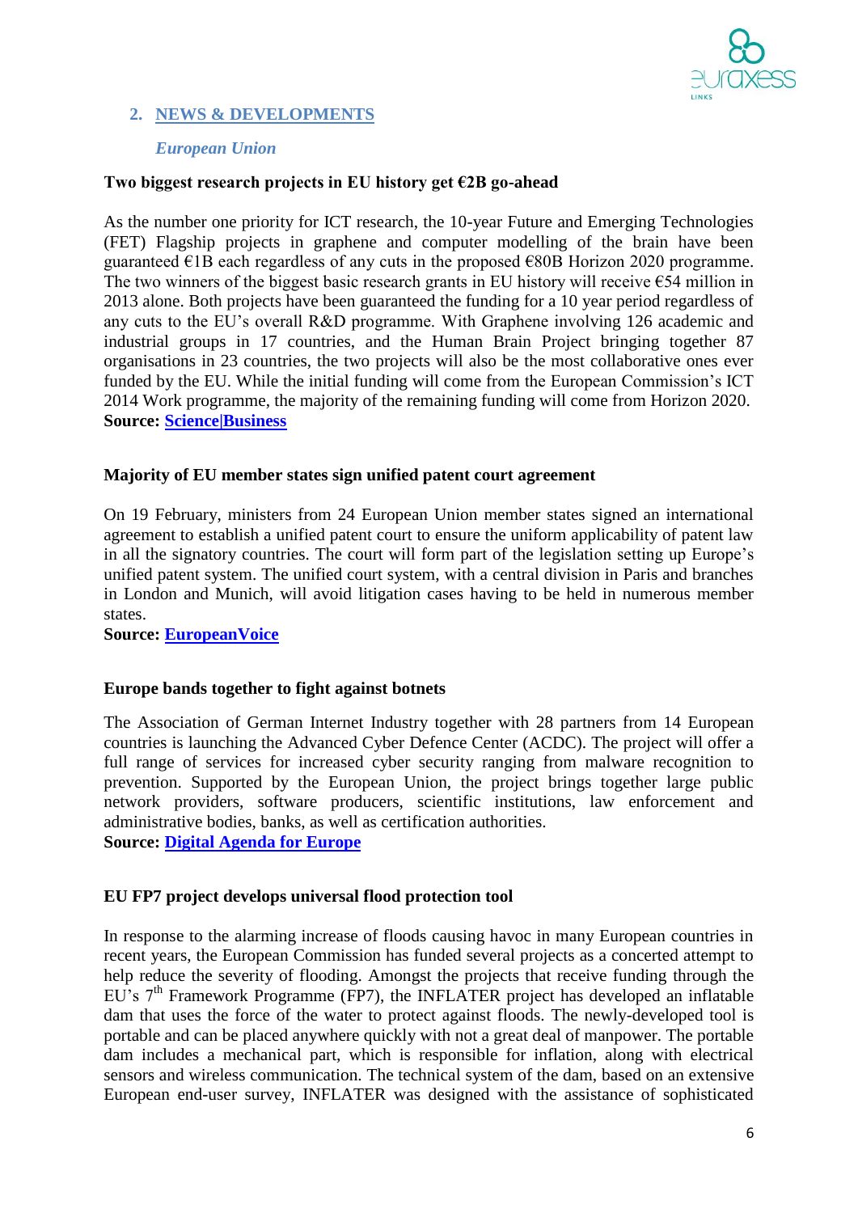## 2. NEWS & DEVELOPMENTS

### *European Union*

**Two biggest research projects in EU history get €2B go-ahead**

As the number one priority for ICT research, the 10-year Future and Emerging Technologies (FET) Flagship projects in graphene and computer modelling of the brain have been guaranteed €1B each regardless of any cuts in the proposed €80B Horizon 2020 programme. The two winners of the biggest basic research grants in EU history will receive €54 million in 2013 alone. Both projects have been guaranteed the funding for a 10 year period regardless of any cuts to the EU's overall R&D programme. With Graphene involving 126 academic and industrial groups in 17 countries, and the Human Brain Project bringing together 87 organisations in 23 countries, the two projects will also be the most collaborative ones ever funded by the EU. While the initial funding will come from the European Commission's ICT 2014 Work programme, the majority of the remaining funding will come from Horizon 2020.
**Source: Science|Business**

**Majority of EU member states sign unified patent court agreement**

On 19 February, ministers from 24 European Union member states signed an international agreement to establish a unified patent court to ensure the uniform applicability of patent law in all the signatory countries. The court will form part of the legislation setting up Europe's unified patent system. The unified court system, with a central division in Paris and branches in London and Munich, will avoid litigation cases having to be held in numerous member states.
**Source: EuropeanVoice**

**Europe bands together to fight against botnets**

The Association of German Internet Industry together with 28 partners from 14 European countries is launching the Advanced Cyber Defence Center (ACDC). The project will offer a full range of services for increased cyber security ranging from malware recognition to prevention. Supported by the European Union, the project brings together large public network providers, software producers, scientific institutions, law enforcement and administrative bodies, banks, as well as certification authorities.
**Source: Digital Agenda for Europe**

**EU FP7 project develops universal flood protection tool**

In response to the alarming increase of floods causing havoc in many European countries in recent years, the European Commission has funded several projects as a concerted attempt to help reduce the severity of flooding. Amongst the projects that receive funding through the EU's 7th Framework Programme (FP7), the INFLATER project has developed an inflatable dam that uses the force of the water to protect against floods. The newly-developed tool is portable and can be placed anywhere quickly with not a great deal of manpower. The portable dam includes a mechanical part, which is responsible for inflation, along with electrical sensors and wireless communication. The technical system of the dam, based on an extensive European end-user survey, INFLATER was designed with the assistance of sophisticated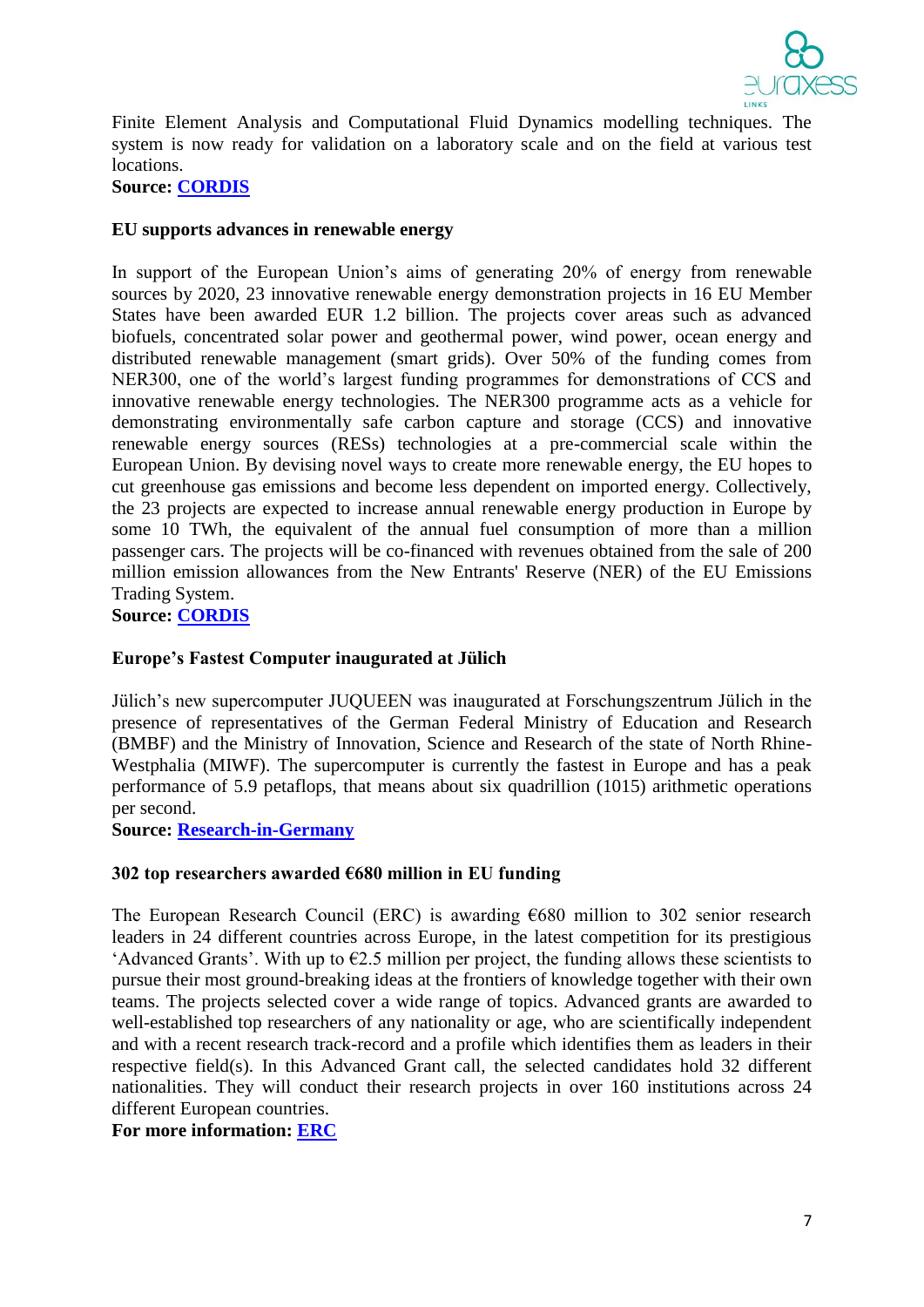Finite Element Analysis and Computational Fluid Dynamics modelling techniques. The system is now ready for validation on a laboratory scale and on the field at various test locations.

**Source: CORDIS**

**EU supports advances in renewable energy**

In support of the European Union's aims of generating 20% of energy from renewable sources by 2020, 23 innovative renewable energy demonstration projects in 16 EU Member States have been awarded EUR 1.2 billion. The projects cover areas such as advanced biofuels, concentrated solar power and geothermal power, wind power, ocean energy and distributed renewable management (smart grids). Over 50% of the funding comes from NER300, one of the world's largest funding programmes for demonstrations of CCS and innovative renewable energy technologies. The NER300 programme acts as a vehicle for demonstrating environmentally safe carbon capture and storage (CCS) and innovative renewable energy sources (RESs) technologies at a pre-commercial scale within the European Union. By devising novel ways to create more renewable energy, the EU hopes to cut greenhouse gas emissions and become less dependent on imported energy. Collectively, the 23 projects are expected to increase annual renewable energy production in Europe by some 10 TWh, the equivalent of the annual fuel consumption of more than a million passenger cars. The projects will be co-financed with revenues obtained from the sale of 200 million emission allowances from the New Entrants' Reserve (NER) of the EU Emissions Trading System.

**Source: CORDIS**

**Europe's Fastest Computer inaugurated at Jülich**

Jülich's new supercomputer JUQUEEN was inaugurated at Forschungszentrum Jülich in the presence of representatives of the German Federal Ministry of Education and Research (BMBF) and the Ministry of Innovation, Science and Research of the state of North Rhine-Westphalia (MIWF). The supercomputer is currently the fastest in Europe and has a peak performance of 5.9 petaflops, that means about six quadrillion (1015) arithmetic operations per second.

**Source: Research-in-Germany**

**302 top researchers awarded €680 million in EU funding**

The European Research Council (ERC) is awarding €680 million to 302 senior research leaders in 24 different countries across Europe, in the latest competition for its prestigious 'Advanced Grants'. With up to €2.5 million per project, the funding allows these scientists to pursue their most ground-breaking ideas at the frontiers of knowledge together with their own teams. The projects selected cover a wide range of topics. Advanced grants are awarded to well-established top researchers of any nationality or age, who are scientifically independent and with a recent research track-record and a profile which identifies them as leaders in their respective field(s). In this Advanced Grant call, the selected candidates hold 32 different nationalities. They will conduct their research projects in over 160 institutions across 24 different European countries.

**For more information: ERC**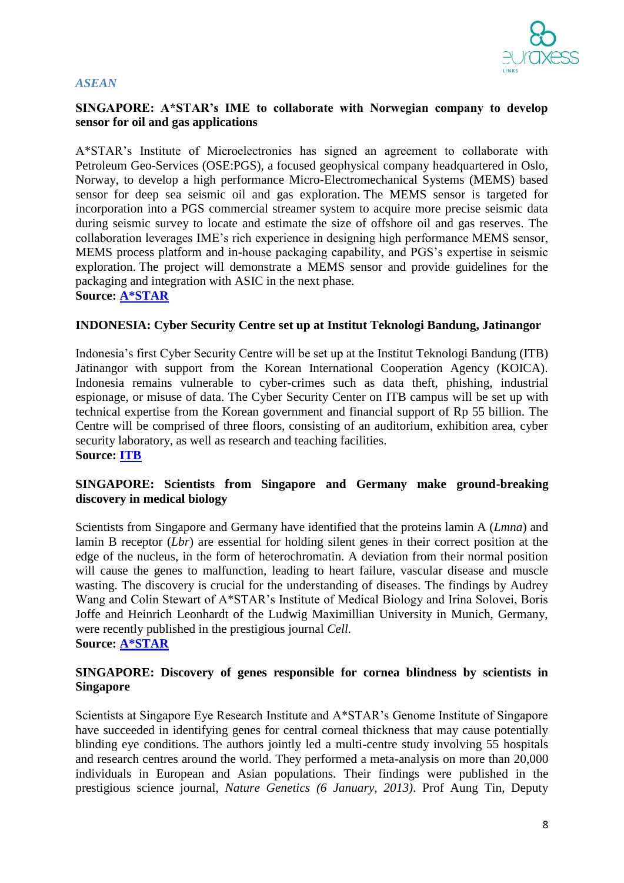*ASEAN*

**SINGAPORE: A*STAR's IME to collaborate with Norwegian company to develop sensor for oil and gas applications**

A*STAR's Institute of Microelectronics has signed an agreement to collaborate with Petroleum Geo-Services (OSE:PGS), a focused geophysical company headquartered in Oslo, Norway, to develop a high performance Micro-Electromechanical Systems (MEMS) based sensor for deep sea seismic oil and gas exploration. The MEMS sensor is targeted for incorporation into a PGS commercial streamer system to acquire more precise seismic data during seismic survey to locate and estimate the size of offshore oil and gas reserves. The collaboration leverages IME's rich experience in designing high performance MEMS sensor, MEMS process platform and in-house packaging capability, and PGS's expertise in seismic exploration. The project will demonstrate a MEMS sensor and provide guidelines for the packaging and integration with ASIC in the next phase.
**Source: A*STAR**

**INDONESIA: Cyber Security Centre set up at Institut Teknologi Bandung, Jatinangor**

Indonesia's first Cyber Security Centre will be set up at the Institut Teknologi Bandung (ITB) Jatinangor with support from the Korean International Cooperation Agency (KOICA). Indonesia remains vulnerable to cyber-crimes such as data theft, phishing, industrial espionage, or misuse of data. The Cyber Security Center on ITB campus will be set up with technical expertise from the Korean government and financial support of Rp 55 billion. The Centre will be comprised of three floors, consisting of an auditorium, exhibition area, cyber security laboratory, as well as research and teaching facilities.
**Source: ITB**

**SINGAPORE: Scientists from Singapore and Germany make ground-breaking discovery in medical biology**

Scientists from Singapore and Germany have identified that the proteins lamin A (*Lmna*) and lamin B receptor (*Lbr*) are essential for holding silent genes in their correct position at the edge of the nucleus, in the form of heterochromatin. A deviation from their normal position will cause the genes to malfunction, leading to heart failure, vascular disease and muscle wasting. The discovery is crucial for the understanding of diseases. The findings by Audrey Wang and Colin Stewart of A*STAR's Institute of Medical Biology and Irina Solovei, Boris Joffe and Heinrich Leonhardt of the Ludwig Maximillian University in Munich, Germany, were recently published in the prestigious journal *Cell.*
**Source: A*STAR**

**SINGAPORE: Discovery of genes responsible for cornea blindness by scientists in Singapore**

Scientists at Singapore Eye Research Institute and A*STAR's Genome Institute of Singapore have succeeded in identifying genes for central corneal thickness that may cause potentially blinding eye conditions. The authors jointly led a multi-centre study involving 55 hospitals and research centres around the world. They performed a meta-analysis on more than 20,000 individuals in European and Asian populations. Their findings were published in the prestigious science journal, *Nature Genetics (6 January, 2013)*. Prof Aung Tin, Deputy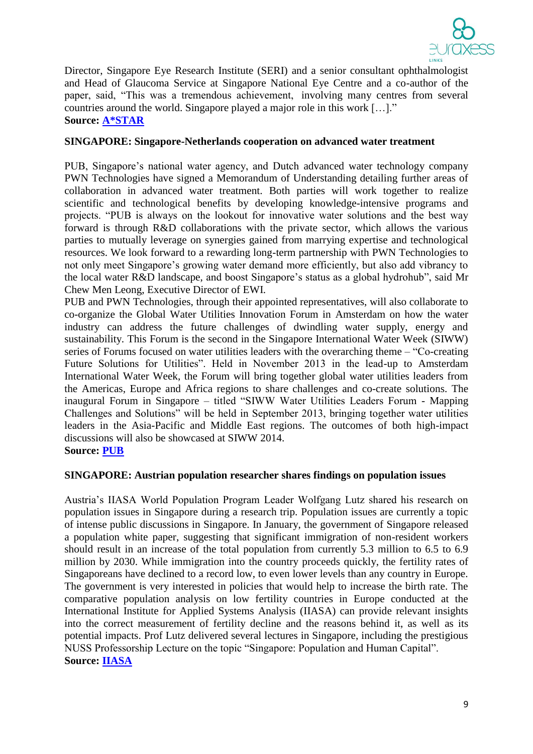Director, Singapore Eye Research Institute (SERI) and a senior consultant ophthalmologist and Head of Glaucoma Service at Singapore National Eye Centre and a co-author of the paper, said, "This was a tremendous achievement, involving many centres from several countries around the world. Singapore played a major role in this work […]."
**Source: [A*STAR]**

**SINGAPORE: Singapore-Netherlands cooperation on advanced water treatment**

PUB, Singapore's national water agency, and Dutch advanced water technology company PWN Technologies have signed a Memorandum of Understanding detailing further areas of collaboration in advanced water treatment. Both parties will work together to realize scientific and technological benefits by developing knowledge-intensive programs and projects. "PUB is always on the lookout for innovative water solutions and the best way forward is through R&D collaborations with the private sector, which allows the various parties to mutually leverage on synergies gained from marrying expertise and technological resources. We look forward to a rewarding long-term partnership with PWN Technologies to not only meet Singapore's growing water demand more efficiently, but also add vibrancy to the local water R&D landscape, and boost Singapore's status as a global hydrohub", said Mr Chew Men Leong, Executive Director of EWI.
PUB and PWN Technologies, through their appointed representatives, will also collaborate to co-organize the Global Water Utilities Innovation Forum in Amsterdam on how the water industry can address the future challenges of dwindling water supply, energy and sustainability. This Forum is the second in the Singapore International Water Week (SIWW) series of Forums focused on water utilities leaders with the overarching theme – "Co-creating Future Solutions for Utilities". Held in November 2013 in the lead-up to Amsterdam International Water Week, the Forum will bring together global water utilities leaders from the Americas, Europe and Africa regions to share challenges and co-create solutions. The inaugural Forum in Singapore – titled "SIWW Water Utilities Leaders Forum - Mapping Challenges and Solutions" will be held in September 2013, bringing together water utilities leaders in the Asia-Pacific and Middle East regions. The outcomes of both high-impact discussions will also be showcased at SIWW 2014.
**Source: [PUB]**

**SINGAPORE: Austrian population researcher shares findings on population issues**

Austria's IIASA World Population Program Leader Wolfgang Lutz shared his research on population issues in Singapore during a research trip. Population issues are currently a topic of intense public discussions in Singapore. In January, the government of Singapore released a population white paper, suggesting that significant immigration of non-resident workers should result in an increase of the total population from currently 5.3 million to 6.5 to 6.9 million by 2030. While immigration into the country proceeds quickly, the fertility rates of Singaporeans have declined to a record low, to even lower levels than any country in Europe. The government is very interested in policies that would help to increase the birth rate. The comparative population analysis on low fertility countries in Europe conducted at the International Institute for Applied Systems Analysis (IIASA) can provide relevant insights into the correct measurement of fertility decline and the reasons behind it, as well as its potential impacts. Prof Lutz delivered several lectures in Singapore, including the prestigious NUSS Professorship Lecture on the topic "Singapore: Population and Human Capital".
**Source: [IIASA]**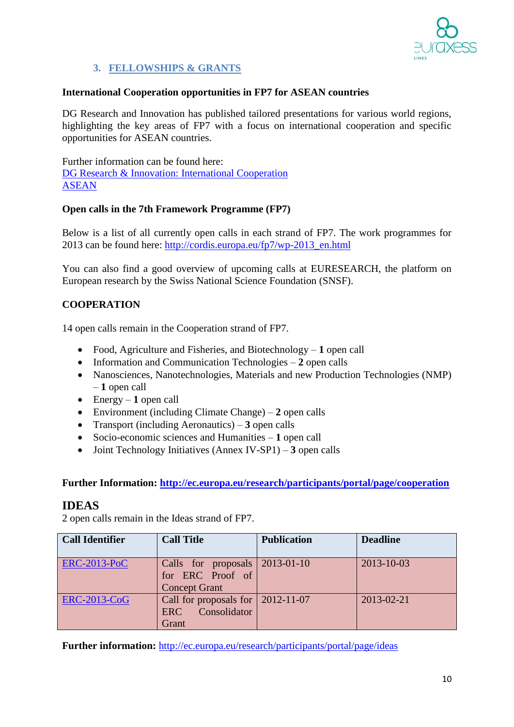## 3. FELLOWSHIPS & GRANTS

**International Cooperation opportunities in FP7 for ASEAN countries**

DG Research and Innovation has published tailored presentations for various world regions, highlighting the key areas of FP7 with a focus on international cooperation and specific opportunities for ASEAN countries.

Further information can be found here:
DG Research & Innovation: International Cooperation
ASEAN

**Open calls in the 7th Framework Programme (FP7)**

Below is a list of all currently open calls in each strand of FP7. The work programmes for 2013 can be found here: http://cordis.europa.eu/fp7/wp-2013_en.html

You can also find a good overview of upcoming calls at EURESEARCH, the platform on European research by the Swiss National Science Foundation (SNSF).

**COOPERATION**

14 open calls remain in the Cooperation strand of FP7.

- Food, Agriculture and Fisheries, and Biotechnology – **1** open call
- Information and Communication Technologies – **2** open calls
- Nanosciences, Nanotechnologies, Materials and new Production Technologies (NMP) – **1** open call
- Energy – **1** open call
- Environment (including Climate Change) – **2** open calls
- Transport (including Aeronautics) – **3** open calls
- Socio-economic sciences and Humanities – **1** open call
- Joint Technology Initiatives (Annex IV-SP1) – **3** open calls

**Further Information: http://ec.europa.eu/research/participants/portal/page/cooperation**

## IDEAS

2 open calls remain in the Ideas strand of FP7.

| Call Identifier | Call Title | Publication | Deadline |
|---|---|---|---|
| ERC-2013-PoC | Calls for proposals for ERC Proof of Concept Grant | 2013-01-10 | 2013-10-03 |
| ERC-2013-CoG | Call for proposals for ERC Consolidator Grant | 2012-11-07 | 2013-02-21 |

**Further information:** http://ec.europa.eu/research/participants/portal/page/ideas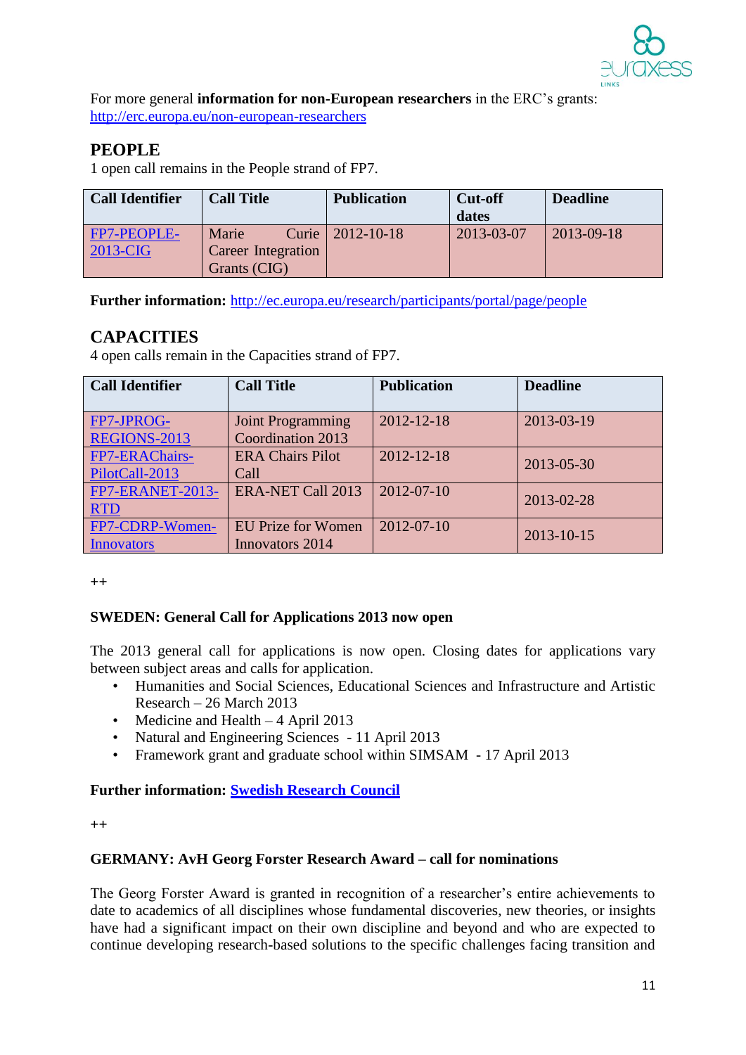For more general **information for non-European researchers** in the ERC's grants: http://erc.europa.eu/non-european-researchers

## PEOPLE

1 open call remains in the People strand of FP7.

| Call Identifier | Call Title | Publication | Cut-off dates | Deadline |
|---|---|---|---|---|
| FP7-PEOPLE-2013-CIG | Marie Curie Career Integration Grants (CIG) | 2012-10-18 | 2013-03-07 | 2013-09-18 |

**Further information:** http://ec.europa.eu/research/participants/portal/page/people

## CAPACITIES

4 open calls remain in the Capacities strand of FP7.

| Call Identifier | Call Title | Publication | Deadline |
|---|---|---|---|
| FP7-JPROG-REGIONS-2013 | Joint Programming Coordination 2013 | 2012-12-18 | 2013-03-19 |
| FP7-ERAChairs-PilotCall-2013 | ERA Chairs Pilot Call | 2012-12-18 | 2013-05-30 |
| FP7-ERANET-2013-RTD | ERA-NET Call 2013 | 2012-07-10 | 2013-02-28 |
| FP7-CDRP-Women-Innovators | EU Prize for Women Innovators 2014 | 2012-07-10 | 2013-10-15 |

++

**SWEDEN: General Call for Applications 2013 now open**

The 2013 general call for applications is now open. Closing dates for applications vary between subject areas and calls for application.

- Humanities and Social Sciences, Educational Sciences and Infrastructure and Artistic Research – 26 March 2013
- Medicine and Health – 4 April 2013
- Natural and Engineering Sciences - 11 April 2013
- Framework grant and graduate school within SIMSAM - 17 April 2013

**Further information: Swedish Research Council**

++

**GERMANY: AvH Georg Forster Research Award – call for nominations**

The Georg Forster Award is granted in recognition of a researcher's entire achievements to date to academics of all disciplines whose fundamental discoveries, new theories, or insights have had a significant impact on their own discipline and beyond and who are expected to continue developing research-based solutions to the specific challenges facing transition and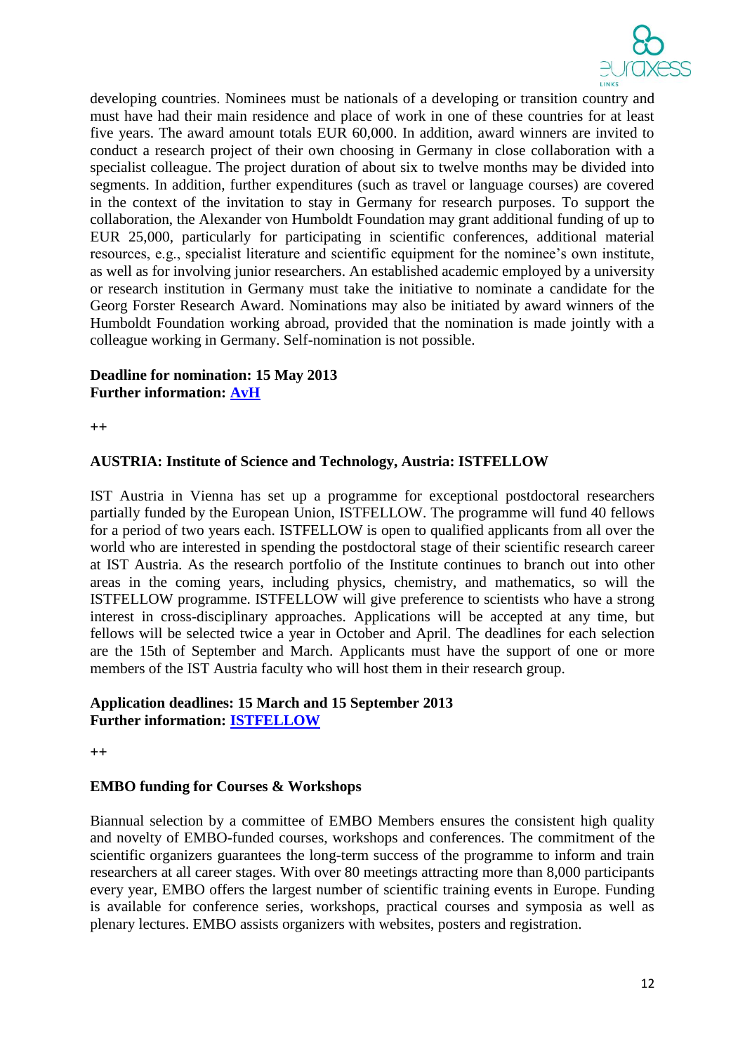developing countries. Nominees must be nationals of a developing or transition country and must have had their main residence and place of work in one of these countries for at least five years. The award amount totals EUR 60,000. In addition, award winners are invited to conduct a research project of their own choosing in Germany in close collaboration with a specialist colleague. The project duration of about six to twelve months may be divided into segments. In addition, further expenditures (such as travel or language courses) are covered in the context of the invitation to stay in Germany for research purposes. To support the collaboration, the Alexander von Humboldt Foundation may grant additional funding of up to EUR 25,000, particularly for participating in scientific conferences, additional material resources, e.g., specialist literature and scientific equipment for the nominee's own institute, as well as for involving junior researchers. An established academic employed by a university or research institution in Germany must take the initiative to nominate a candidate for the Georg Forster Research Award. Nominations may also be initiated by award winners of the Humboldt Foundation working abroad, provided that the nomination is made jointly with a colleague working in Germany. Self-nomination is not possible.

**Deadline for nomination: 15 May 2013**
**Further information: AvH**

++

**AUSTRIA: Institute of Science and Technology, Austria: ISTFELLOW**

IST Austria in Vienna has set up a programme for exceptional postdoctoral researchers partially funded by the European Union, ISTFELLOW. The programme will fund 40 fellows for a period of two years each. ISTFELLOW is open to qualified applicants from all over the world who are interested in spending the postdoctoral stage of their scientific research career at IST Austria. As the research portfolio of the Institute continues to branch out into other areas in the coming years, including physics, chemistry, and mathematics, so will the ISTFELLOW programme. ISTFELLOW will give preference to scientists who have a strong interest in cross-disciplinary approaches. Applications will be accepted at any time, but fellows will be selected twice a year in October and April. The deadlines for each selection are the 15th of September and March. Applicants must have the support of one or more members of the IST Austria faculty who will host them in their research group.

**Application deadlines: 15 March and 15 September 2013**
**Further information: ISTFELLOW**

++

**EMBO funding for Courses & Workshops**

Biannual selection by a committee of EMBO Members ensures the consistent high quality and novelty of EMBO-funded courses, workshops and conferences. The commitment of the scientific organizers guarantees the long-term success of the programme to inform and train researchers at all career stages. With over 80 meetings attracting more than 8,000 participants every year, EMBO offers the largest number of scientific training events in Europe. Funding is available for conference series, workshops, practical courses and symposia as well as plenary lectures. EMBO assists organizers with websites, posters and registration.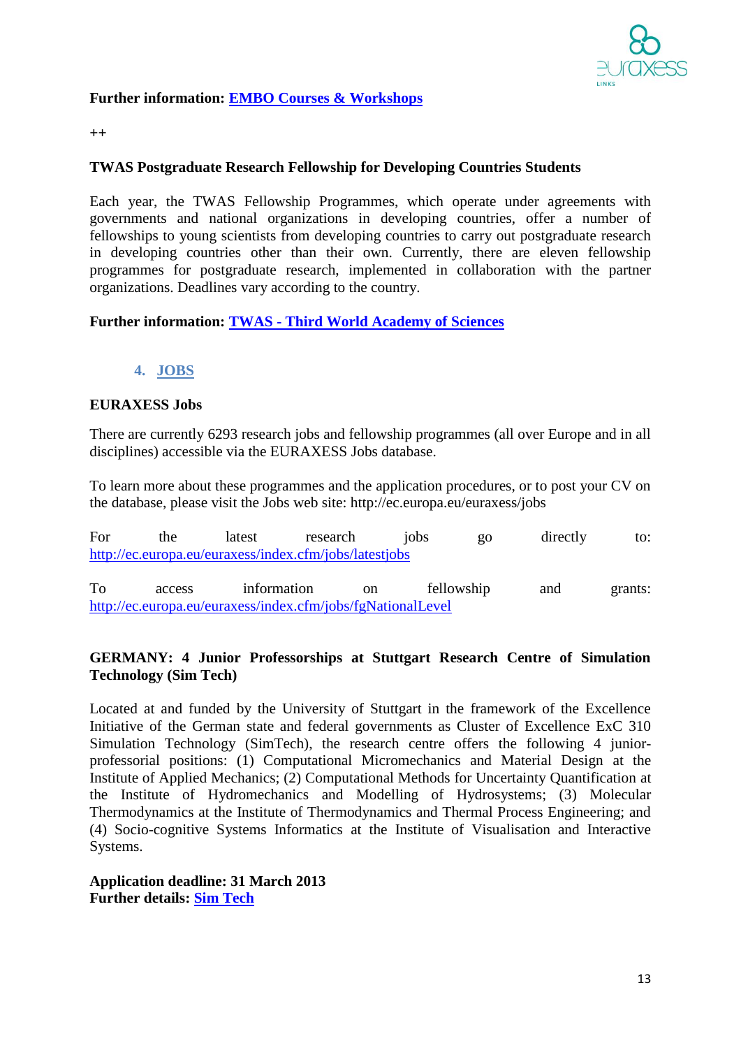**Further information: EMBO Courses & Workshops**

++

**TWAS Postgraduate Research Fellowship for Developing Countries Students**

Each year, the TWAS Fellowship Programmes, which operate under agreements with governments and national organizations in developing countries, offer a number of fellowships to young scientists from developing countries to carry out postgraduate research in developing countries other than their own. Currently, there are eleven fellowship programmes for postgraduate research, implemented in collaboration with the partner organizations. Deadlines vary according to the country.

**Further information: TWAS - Third World Academy of Sciences**

## 4. JOBS

**EURAXESS Jobs**

There are currently 6293 research jobs and fellowship programmes (all over Europe and in all disciplines) accessible via the EURAXESS Jobs database.

To learn more about these programmes and the application procedures, or to post your CV on the database, please visit the Jobs web site: http://ec.europa.eu/euraxess/jobs

For the latest research jobs go directly to: http://ec.europa.eu/euraxess/index.cfm/jobs/latestjobs

To access information on fellowship and grants: http://ec.europa.eu/euraxess/index.cfm/jobs/fgNationalLevel

**GERMANY: 4 Junior Professorships at Stuttgart Research Centre of Simulation Technology (Sim Tech)**

Located at and funded by the University of Stuttgart in the framework of the Excellence Initiative of the German state and federal governments as Cluster of Excellence ExC 310 Simulation Technology (SimTech), the research centre offers the following 4 junior-professorial positions: (1) Computational Micromechanics and Material Design at the Institute of Applied Mechanics; (2) Computational Methods for Uncertainty Quantification at the Institute of Hydromechanics and Modelling of Hydrosystems; (3) Molecular Thermodynamics at the Institute of Thermodynamics and Thermal Process Engineering; and (4) Socio-cognitive Systems Informatics at the Institute of Visualisation and Interactive Systems.

**Application deadline: 31 March 2013**
**Further details: Sim Tech**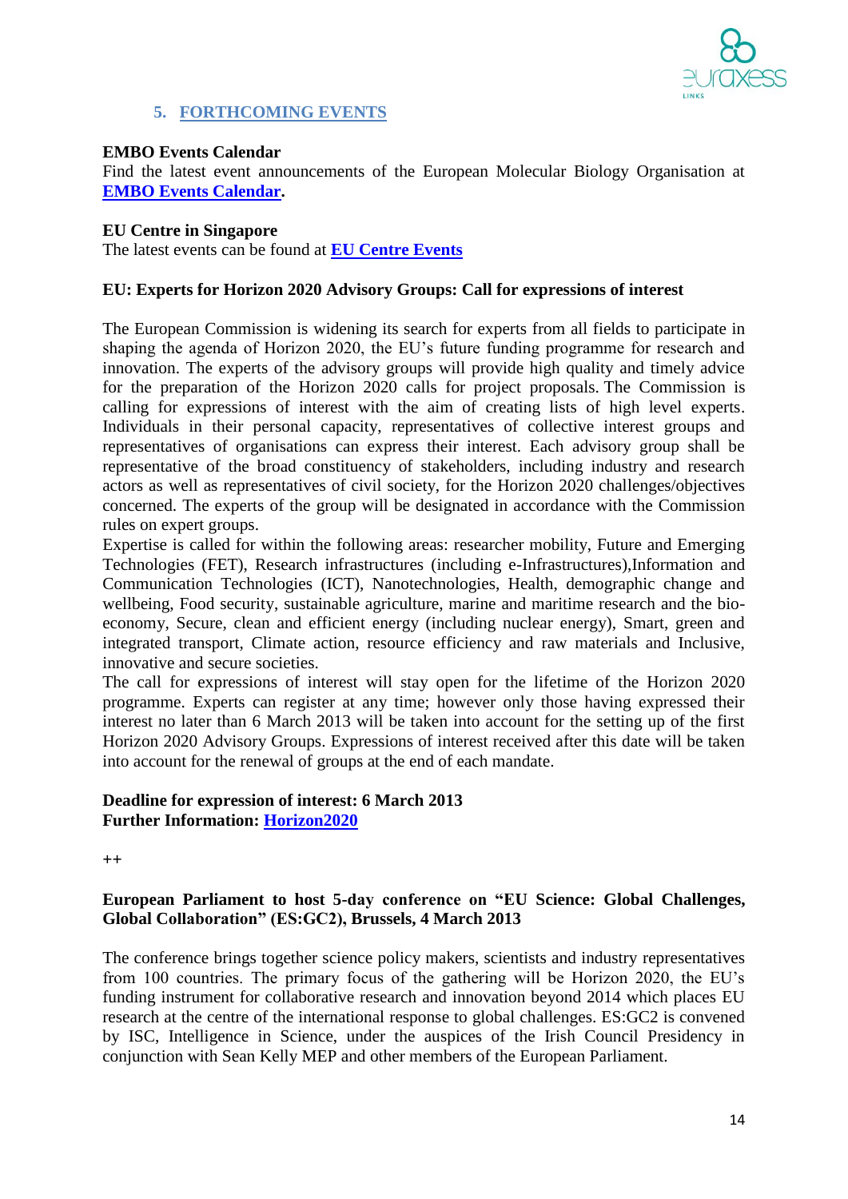## 5. FORTHCOMING EVENTS

**EMBO Events Calendar**
Find the latest event announcements of the European Molecular Biology Organisation at **EMBO Events Calendar**.

**EU Centre in Singapore**
The latest events can be found at **EU Centre Events**

**EU: Experts for Horizon 2020 Advisory Groups: Call for expressions of interest**

The European Commission is widening its search for experts from all fields to participate in shaping the agenda of Horizon 2020, the EU's future funding programme for research and innovation. The experts of the advisory groups will provide high quality and timely advice for the preparation of the Horizon 2020 calls for project proposals. The Commission is calling for expressions of interest with the aim of creating lists of high level experts. Individuals in their personal capacity, representatives of collective interest groups and representatives of organisations can express their interest. Each advisory group shall be representative of the broad constituency of stakeholders, including industry and research actors as well as representatives of civil society, for the Horizon 2020 challenges/objectives concerned. The experts of the group will be designated in accordance with the Commission rules on expert groups.
Expertise is called for within the following areas: researcher mobility, Future and Emerging Technologies (FET), Research infrastructures (including e-Infrastructures),Information and Communication Technologies (ICT), Nanotechnologies, Health, demographic change and wellbeing, Food security, sustainable agriculture, marine and maritime research and the bio-economy, Secure, clean and efficient energy (including nuclear energy), Smart, green and integrated transport, Climate action, resource efficiency and raw materials and Inclusive, innovative and secure societies.
The call for expressions of interest will stay open for the lifetime of the Horizon 2020 programme. Experts can register at any time; however only those having expressed their interest no later than 6 March 2013 will be taken into account for the setting up of the first Horizon 2020 Advisory Groups. Expressions of interest received after this date will be taken into account for the renewal of groups at the end of each mandate.

**Deadline for expression of interest: 6 March 2013**
**Further Information: Horizon2020**

++

**European Parliament to host 5-day conference on "EU Science: Global Challenges, Global Collaboration" (ES:GC2), Brussels, 4 March 2013**

The conference brings together science policy makers, scientists and industry representatives from 100 countries. The primary focus of the gathering will be Horizon 2020, the EU's funding instrument for collaborative research and innovation beyond 2014 which places EU research at the centre of the international response to global challenges. ES:GC2 is convened by ISC, Intelligence in Science, under the auspices of the Irish Council Presidency in conjunction with Sean Kelly MEP and other members of the European Parliament.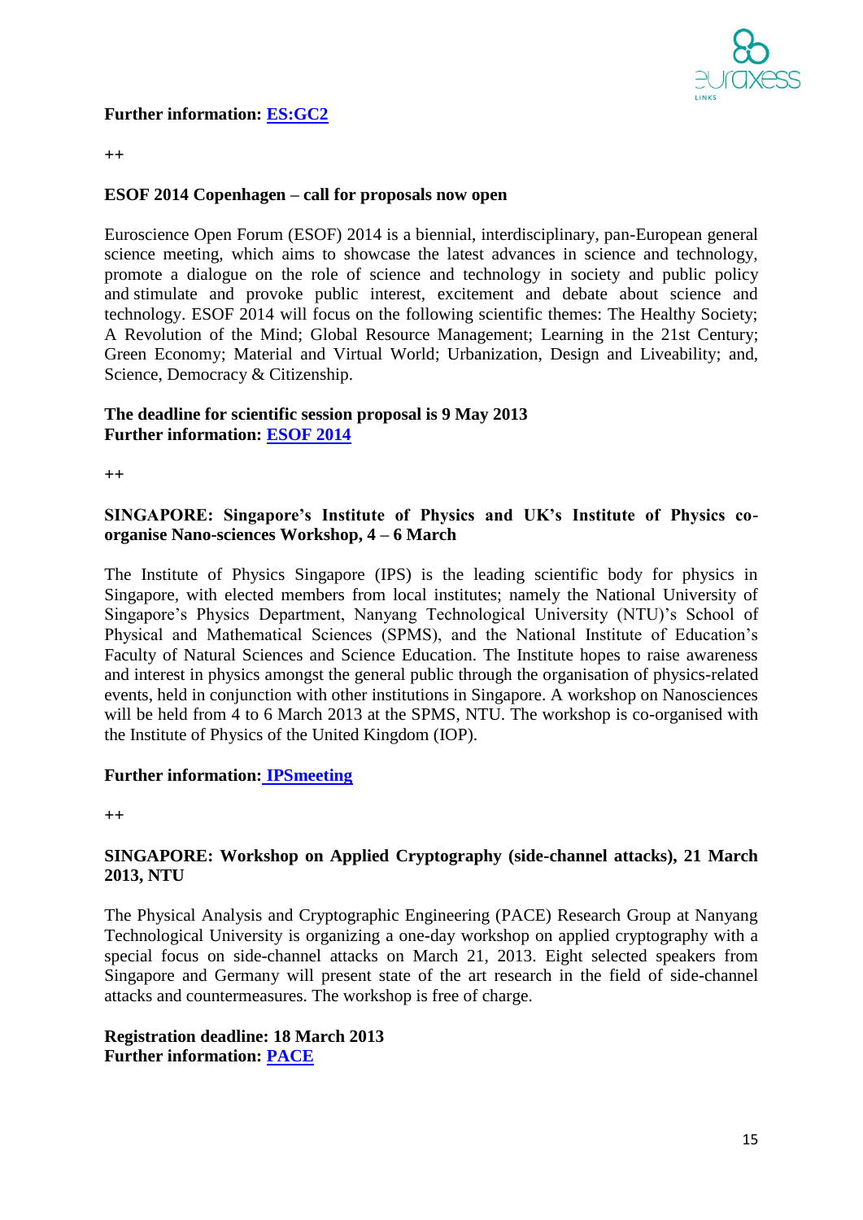**Further information: ES:GC2**

++

**ESOF 2014 Copenhagen – call for proposals now open**

Euroscience Open Forum (ESOF) 2014 is a biennial, interdisciplinary, pan-European general science meeting, which aims to showcase the latest advances in science and technology, promote a dialogue on the role of science and technology in society and public policy and stimulate and provoke public interest, excitement and debate about science and technology. ESOF 2014 will focus on the following scientific themes: The Healthy Society; A Revolution of the Mind; Global Resource Management; Learning in the 21st Century; Green Economy; Material and Virtual World; Urbanization, Design and Liveability; and, Science, Democracy & Citizenship.

**The deadline for scientific session proposal is 9 May 2013**
**Further information: ESOF 2014**

++

**SINGAPORE: Singapore's Institute of Physics and UK's Institute of Physics co-organise Nano-sciences Workshop, 4 – 6 March**

The Institute of Physics Singapore (IPS) is the leading scientific body for physics in Singapore, with elected members from local institutes; namely the National University of Singapore's Physics Department, Nanyang Technological University (NTU)'s School of Physical and Mathematical Sciences (SPMS), and the National Institute of Education's Faculty of Natural Sciences and Science Education. The Institute hopes to raise awareness and interest in physics amongst the general public through the organisation of physics-related events, held in conjunction with other institutions in Singapore. A workshop on Nanosciences will be held from 4 to 6 March 2013 at the SPMS, NTU. The workshop is co-organised with the Institute of Physics of the United Kingdom (IOP).

**Further information: IPSmeeting**

++

**SINGAPORE: Workshop on Applied Cryptography (side-channel attacks), 21 March 2013, NTU**

The Physical Analysis and Cryptographic Engineering (PACE) Research Group at Nanyang Technological University is organizing a one-day workshop on applied cryptography with a special focus on side-channel attacks on March 21, 2013. Eight selected speakers from Singapore and Germany will present state of the art research in the field of side-channel attacks and countermeasures. The workshop is free of charge.

**Registration deadline: 18 March 2013**
**Further information: PACE**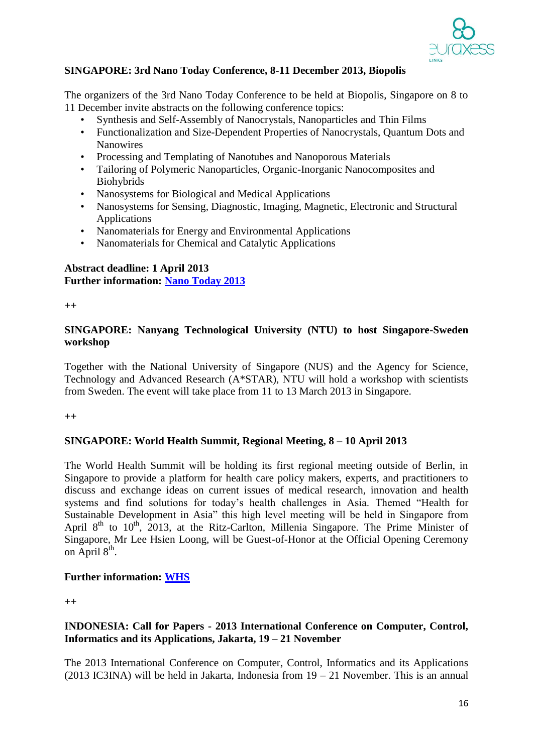**SINGAPORE: 3rd Nano Today Conference, 8-11 December 2013, Biopolis**

The organizers of the 3rd Nano Today Conference to be held at Biopolis, Singapore on 8 to 11 December invite abstracts on the following conference topics:

- Synthesis and Self-Assembly of Nanocrystals, Nanoparticles and Thin Films
- Functionalization and Size-Dependent Properties of Nanocrystals, Quantum Dots and Nanowires
- Processing and Templating of Nanotubes and Nanoporous Materials
- Tailoring of Polymeric Nanoparticles, Organic-Inorganic Nanocomposites and Biohybrids
- Nanosystems for Biological and Medical Applications
- Nanosystems for Sensing, Diagnostic, Imaging, Magnetic, Electronic and Structural Applications
- Nanomaterials for Energy and Environmental Applications
- Nanomaterials for Chemical and Catalytic Applications

**Abstract deadline: 1 April 2013**
**Further information:** Nano Today 2013

++

**SINGAPORE: Nanyang Technological University (NTU) to host Singapore-Sweden workshop**

Together with the National University of Singapore (NUS) and the Agency for Science, Technology and Advanced Research (A*STAR), NTU will hold a workshop with scientists from Sweden. The event will take place from 11 to 13 March 2013 in Singapore.

++

**SINGAPORE: World Health Summit, Regional Meeting, 8 – 10 April 2013**

The World Health Summit will be holding its first regional meeting outside of Berlin, in Singapore to provide a platform for health care policy makers, experts, and practitioners to discuss and exchange ideas on current issues of medical research, innovation and health systems and find solutions for today's health challenges in Asia. Themed "Health for Sustainable Development in Asia" this high level meeting will be held in Singapore from April 8th to 10th, 2013, at the Ritz-Carlton, Millenia Singapore. The Prime Minister of Singapore, Mr Lee Hsien Loong, will be Guest-of-Honor at the Official Opening Ceremony on April 8th.

**Further information:** WHS

++

**INDONESIA: Call for Papers - 2013 International Conference on Computer, Control, Informatics and its Applications, Jakarta, 19 – 21 November**

The 2013 International Conference on Computer, Control, Informatics and its Applications (2013 IC3INA) will be held in Jakarta, Indonesia from 19 – 21 November. This is an annual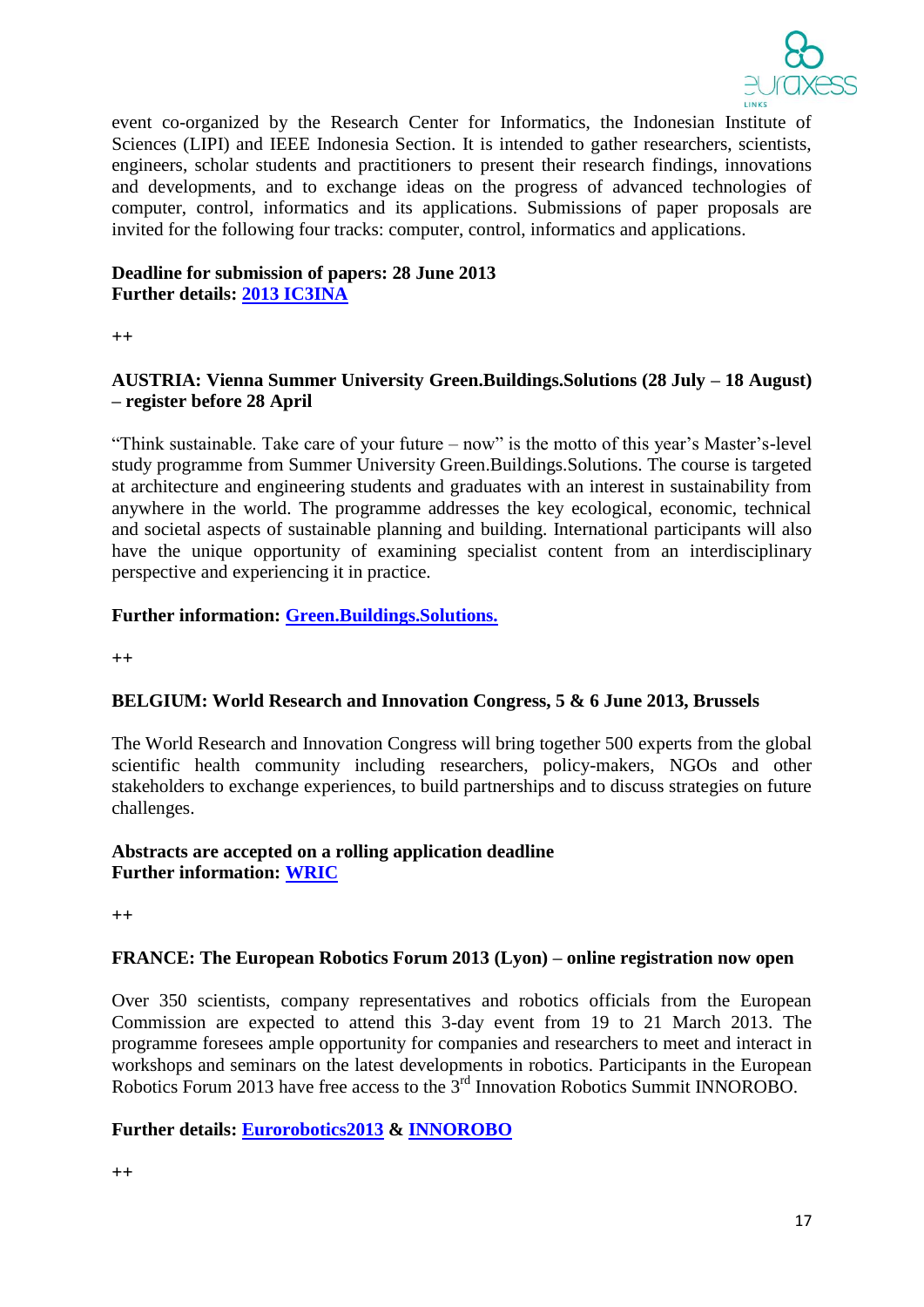event co-organized by the Research Center for Informatics, the Indonesian Institute of Sciences (LIPI) and IEEE Indonesia Section. It is intended to gather researchers, scientists, engineers, scholar students and practitioners to present their research findings, innovations and developments, and to exchange ideas on the progress of advanced technologies of computer, control, informatics and its applications. Submissions of paper proposals are invited for the following four tracks: computer, control, informatics and applications.

**Deadline for submission of papers: 28 June 2013**
**Further details: 2013 IC3INA**

++

**AUSTRIA: Vienna Summer University Green.Buildings.Solutions (28 July – 18 August) – register before 28 April**

"Think sustainable. Take care of your future – now" is the motto of this year's Master's-level study programme from Summer University Green.Buildings.Solutions. The course is targeted at architecture and engineering students and graduates with an interest in sustainability from anywhere in the world. The programme addresses the key ecological, economic, technical and societal aspects of sustainable planning and building. International participants will also have the unique opportunity of examining specialist content from an interdisciplinary perspective and experiencing it in practice.

**Further information: Green.Buildings.Solutions.**

++

**BELGIUM: World Research and Innovation Congress, 5 & 6 June 2013, Brussels**

The World Research and Innovation Congress will bring together 500 experts from the global scientific health community including researchers, policy-makers, NGOs and other stakeholders to exchange experiences, to build partnerships and to discuss strategies on future challenges.

**Abstracts are accepted on a rolling application deadline**
**Further information: WRIC**

++

**FRANCE: The European Robotics Forum 2013 (Lyon) – online registration now open**

Over 350 scientists, company representatives and robotics officials from the European Commission are expected to attend this 3-day event from 19 to 21 March 2013. The programme foresees ample opportunity for companies and researchers to meet and interact in workshops and seminars on the latest developments in robotics. Participants in the European Robotics Forum 2013 have free access to the 3rd Innovation Robotics Summit INNOROBO.

**Further details: Eurorobotics2013 & INNOROBO**

++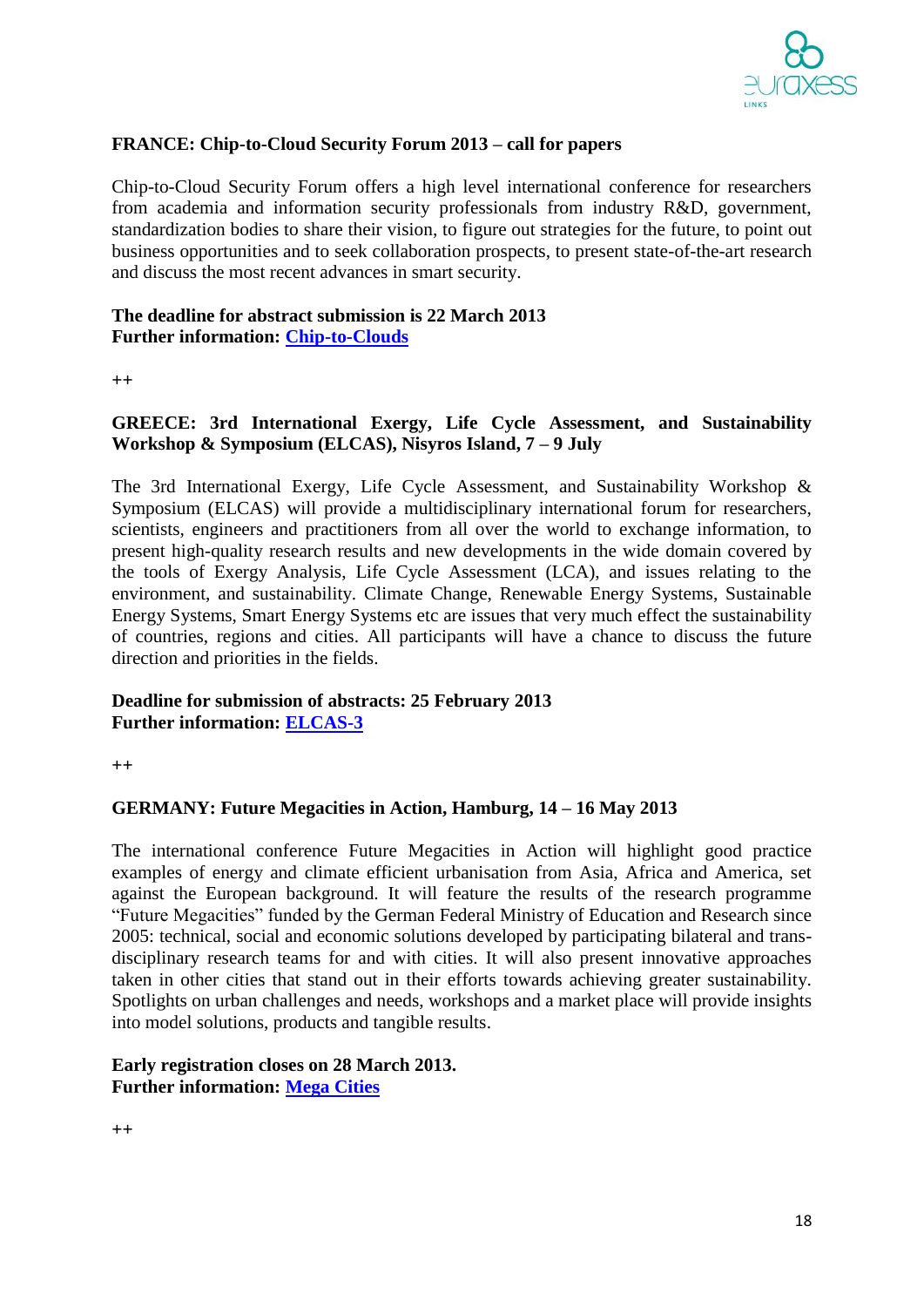**FRANCE: Chip-to-Cloud Security Forum 2013 – call for papers**

Chip-to-Cloud Security Forum offers a high level international conference for researchers from academia and information security professionals from industry R&D, government, standardization bodies to share their vision, to figure out strategies for the future, to point out business opportunities and to seek collaboration prospects, to present state-of-the-art research and discuss the most recent advances in smart security.

**The deadline for abstract submission is 22 March 2013**
**Further information: Chip-to-Clouds**

++

**GREECE: 3rd International Exergy, Life Cycle Assessment, and Sustainability Workshop & Symposium (ELCAS), Nisyros Island, 7 – 9 July**

The 3rd International Exergy, Life Cycle Assessment, and Sustainability Workshop & Symposium (ELCAS) will provide a multidisciplinary international forum for researchers, scientists, engineers and practitioners from all over the world to exchange information, to present high-quality research results and new developments in the wide domain covered by the tools of Exergy Analysis, Life Cycle Assessment (LCA), and issues relating to the environment, and sustainability. Climate Change, Renewable Energy Systems, Sustainable Energy Systems, Smart Energy Systems etc are issues that very much effect the sustainability of countries, regions and cities. All participants will have a chance to discuss the future direction and priorities in the fields.

**Deadline for submission of abstracts: 25 February 2013**
**Further information: ELCAS-3**

++

**GERMANY: Future Megacities in Action, Hamburg, 14 – 16 May 2013**

The international conference Future Megacities in Action will highlight good practice examples of energy and climate efficient urbanisation from Asia, Africa and America, set against the European background. It will feature the results of the research programme "Future Megacities" funded by the German Federal Ministry of Education and Research since 2005: technical, social and economic solutions developed by participating bilateral and trans-disciplinary research teams for and with cities. It will also present innovative approaches taken in other cities that stand out in their efforts towards achieving greater sustainability. Spotlights on urban challenges and needs, workshops and a market place will provide insights into model solutions, products and tangible results.

**Early registration closes on 28 March 2013.**
**Further information: Mega Cities**

++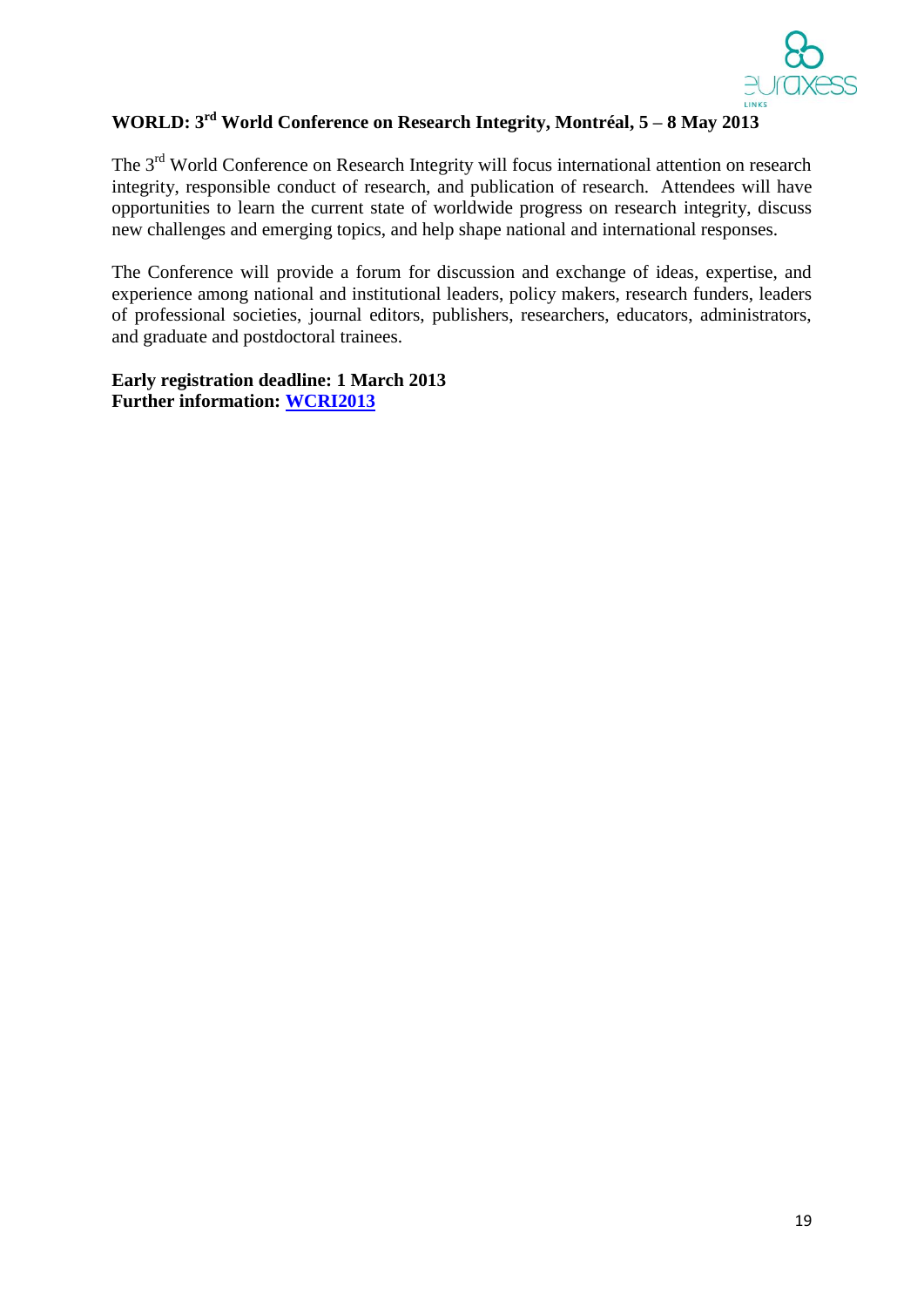## WORLD: 3rd World Conference on Research Integrity, Montréal, 5 – 8 May 2013

The 3rd World Conference on Research Integrity will focus international attention on research integrity, responsible conduct of research, and publication of research. Attendees will have opportunities to learn the current state of worldwide progress on research integrity, discuss new challenges and emerging topics, and help shape national and international responses.

The Conference will provide a forum for discussion and exchange of ideas, expertise, and experience among national and institutional leaders, policy makers, research funders, leaders of professional societies, journal editors, publishers, researchers, educators, administrators, and graduate and postdoctoral trainees.

**Early registration deadline: 1 March 2013**
**Further information: WCRI2013**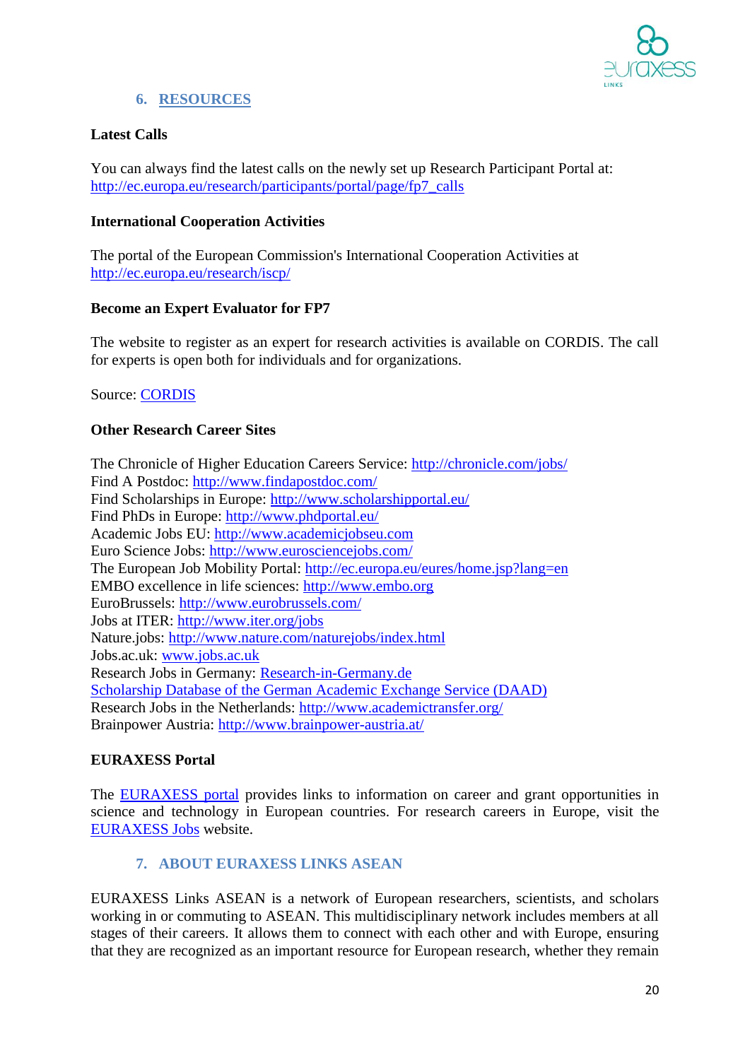## 6. RESOURCES

**Latest Calls**

You can always find the latest calls on the newly set up Research Participant Portal at: http://ec.europa.eu/research/participants/portal/page/fp7_calls

**International Cooperation Activities**

The portal of the European Commission's International Cooperation Activities at http://ec.europa.eu/research/iscp/

**Become an Expert Evaluator for FP7**

The website to register as an expert for research activities is available on CORDIS. The call for experts is open both for individuals and for organizations.

Source: CORDIS

**Other Research Career Sites**

The Chronicle of Higher Education Careers Service: http://chronicle.com/jobs/
Find A Postdoc: http://www.findapostdoc.com/
Find Scholarships in Europe: http://www.scholarshipportal.eu/
Find PhDs in Europe: http://www.phdportal.eu/
Academic Jobs EU: http://www.academicjobseu.com
Euro Science Jobs: http://www.eurosciencejobs.com/
The European Job Mobility Portal: http://ec.europa.eu/eures/home.jsp?lang=en
EMBO excellence in life sciences: http://www.embo.org
EuroBrussels: http://www.eurobrussels.com/
Jobs at ITER: http://www.iter.org/jobs
Nature.jobs: http://www.nature.com/naturejobs/index.html
Jobs.ac.uk: www.jobs.ac.uk
Research Jobs in Germany: Research-in-Germany.de
Scholarship Database of the German Academic Exchange Service (DAAD)
Research Jobs in the Netherlands: http://www.academictransfer.org/
Brainpower Austria: http://www.brainpower-austria.at/

**EURAXESS Portal**

The EURAXESS portal provides links to information on career and grant opportunities in science and technology in European countries. For research careers in Europe, visit the EURAXESS Jobs website.

## 7. ABOUT EURAXESS LINKS ASEAN

EURAXESS Links ASEAN is a network of European researchers, scientists, and scholars working in or commuting to ASEAN. This multidisciplinary network includes members at all stages of their careers. It allows them to connect with each other and with Europe, ensuring that they are recognized as an important resource for European research, whether they remain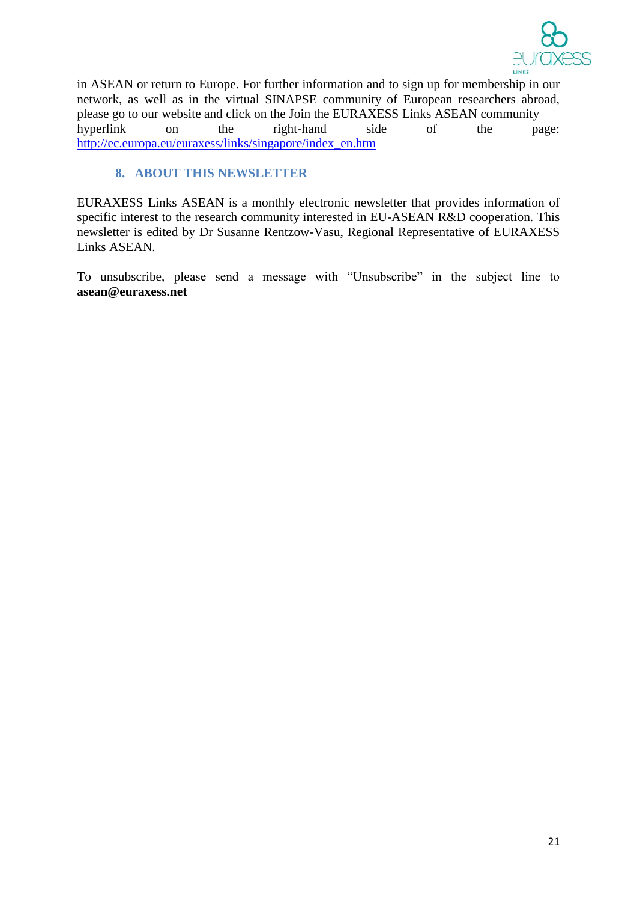in ASEAN or return to Europe. For further information and to sign up for membership in our network, as well as in the virtual SINAPSE community of European researchers abroad, please go to our website and click on the Join the EURAXESS Links ASEAN community hyperlink on the right-hand side of the page: [http://ec.europa.eu/euraxess/links/singapore/index_en.htm](http://ec.europa.eu/euraxess/links/singapore/index_en.htm)

## 8. ABOUT THIS NEWSLETTER

EURAXESS Links ASEAN is a monthly electronic newsletter that provides information of specific interest to the research community interested in EU-ASEAN R&D cooperation. This newsletter is edited by Dr Susanne Rentzow-Vasu, Regional Representative of EURAXESS Links ASEAN.

To unsubscribe, please send a message with "Unsubscribe" in the subject line to **asean@euraxess.net**